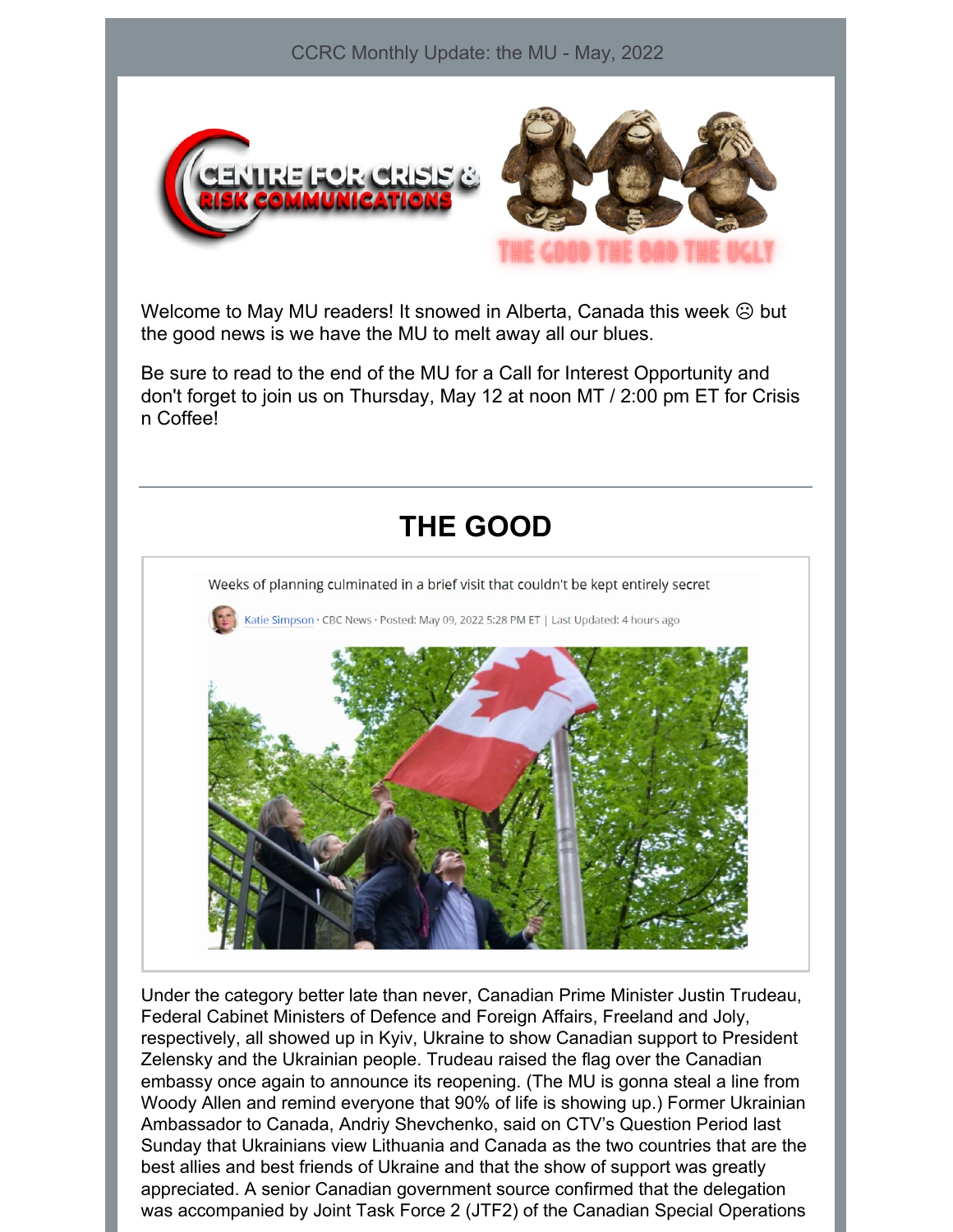CCRC Monthly Update: the MU - May, 2022

Welcome to May MU readers! It snowed in Alberta, Canada this week ☹ but the good news is we have the MU to melt away all our blues.

Be sure to read to the end of the MU for a Call for Interest Opportunity and don't forget to join us on Thursday, May 12 at noon MT / 2:00 pm ET for Crisis n Coffee!

---

# THE GOOD

Weeks of planning culminated in a brief visit that couldn't be kept entirely secret

Katie Simpson · CBC News · Posted: May 09, 2022 5:28 PM ET | Last Updated: 4 hours ago

Under the category better late than never, Canadian Prime Minister Justin Trudeau, Federal Cabinet Ministers of Defence and Foreign Affairs, Freeland and Joly, respectively, all showed up in Kyiv, Ukraine to show Canadian support to President Zelensky and the Ukrainian people. Trudeau raised the flag over the Canadian embassy once again to announce its reopening. (The MU is gonna steal a line from Woody Allen and remind everyone that 90% of life is showing up.) Former Ukrainian Ambassador to Canada, Andriy Shevchenko, said on CTV's Question Period last Sunday that Ukrainians view Lithuania and Canada as the two countries that are the best allies and best friends of Ukraine and that the show of support was greatly appreciated. A senior Canadian government source confirmed that the delegation was accompanied by Joint Task Force 2 (JTF2) of the Canadian Special Operations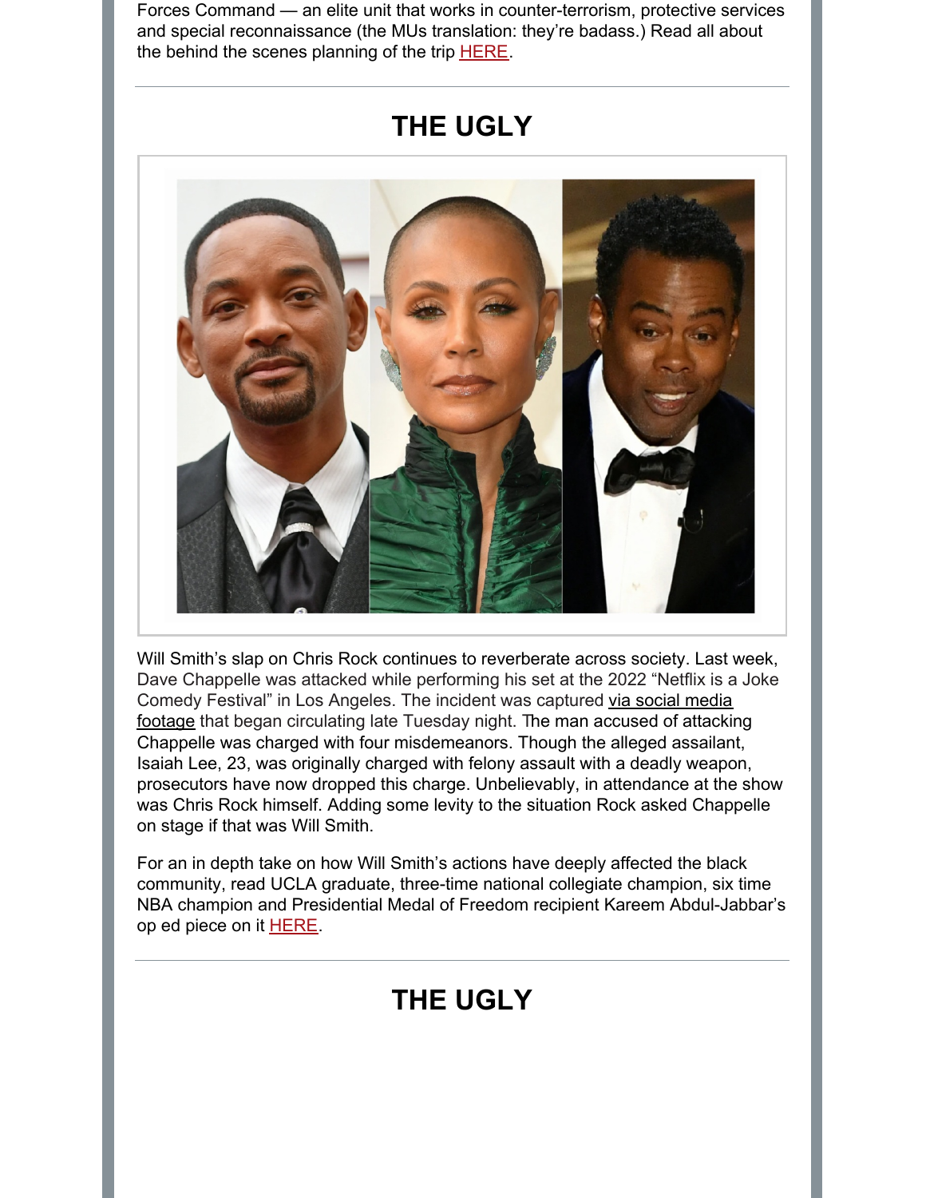Forces Command — an elite unit that works in counter-terrorism, protective services and special reconnaissance (the MUs translation: they're badass.) Read all about the behind the scenes planning of the trip HERE.

---

## THE UGLY

Will Smith's slap on Chris Rock continues to reverberate across society. Last week, Dave Chappelle was attacked while performing his set at the 2022 "Netflix is a Joke Comedy Festival" in Los Angeles. The incident was captured via social media footage that began circulating late Tuesday night. The man accused of attacking Chappelle was charged with four misdemeanors. Though the alleged assailant, Isaiah Lee, 23, was originally charged with felony assault with a deadly weapon, prosecutors have now dropped this charge. Unbelievably, in attendance at the show was Chris Rock himself. Adding some levity to the situation Rock asked Chappelle on stage if that was Will Smith.

For an in depth take on how Will Smith's actions have deeply affected the black community, read UCLA graduate, three-time national collegiate champion, six time NBA champion and Presidential Medal of Freedom recipient Kareem Abdul-Jabbar's op ed piece on it HERE.

---

## THE UGLY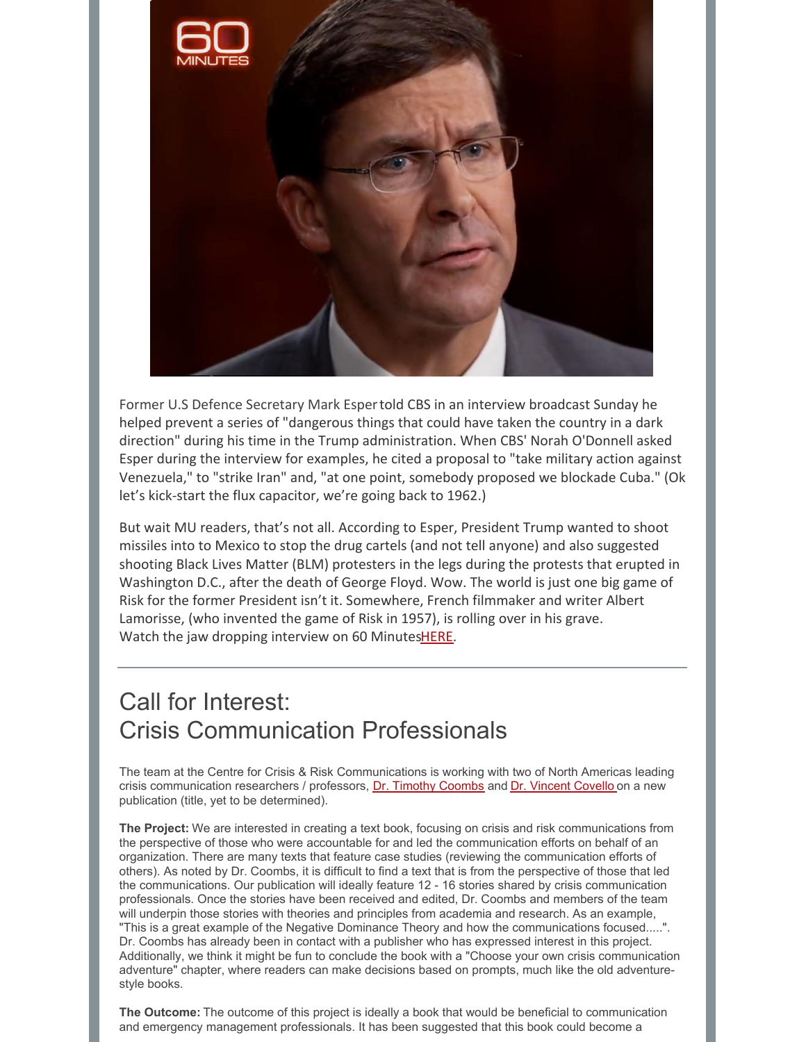Former U.S Defence Secretary Mark Esper told CBS in an interview broadcast Sunday he helped prevent a series of "dangerous things that could have taken the country in a dark direction" during his time in the Trump administration. When CBS' Norah O'Donnell asked Esper during the interview for examples, he cited a proposal to "take military action against Venezuela," to "strike Iran" and, "at one point, somebody proposed we blockade Cuba." (Ok let's kick-start the flux capacitor, we're going back to 1962.)

But wait MU readers, that's not all. According to Esper, President Trump wanted to shoot missiles into to Mexico to stop the drug cartels (and not tell anyone) and also suggested shooting Black Lives Matter (BLM) protesters in the legs during the protests that erupted in Washington D.C., after the death of George Floyd. Wow. The world is just one big game of Risk for the former President isn't it. Somewhere, French filmmaker and writer Albert Lamorisse, (who invented the game of Risk in 1957), is rolling over in his grave. Watch the jaw dropping interview on 60 Minutes HERE.

---

## Call for Interest: Crisis Communication Professionals

The team at the Centre for Crisis & Risk Communications is working with two of North Americas leading crisis communication researchers / professors, Dr. Timothy Coombs and Dr. Vincent Covello on a new publication (title, yet to be determined).

**The Project:** We are interested in creating a text book, focusing on crisis and risk communications from the perspective of those who were accountable for and led the communication efforts on behalf of an organization. There are many texts that feature case studies (reviewing the communication efforts of others). As noted by Dr. Coombs, it is difficult to find a text that is from the perspective of those that led the communications. Our publication will ideally feature 12 - 16 stories shared by crisis communication professionals. Once the stories have been received and edited, Dr. Coombs and members of the team will underpin those stories with theories and principles from academia and research. As an example, "This is a great example of the Negative Dominance Theory and how the communications focused.....". Dr. Coombs has already been in contact with a publisher who has expressed interest in this project. Additionally, we think it might be fun to conclude the book with a "Choose your own crisis communication adventure" chapter, where readers can make decisions based on prompts, much like the old adventure-style books.

**The Outcome:** The outcome of this project is ideally a book that would be beneficial to communication and emergency management professionals. It has been suggested that this book could become a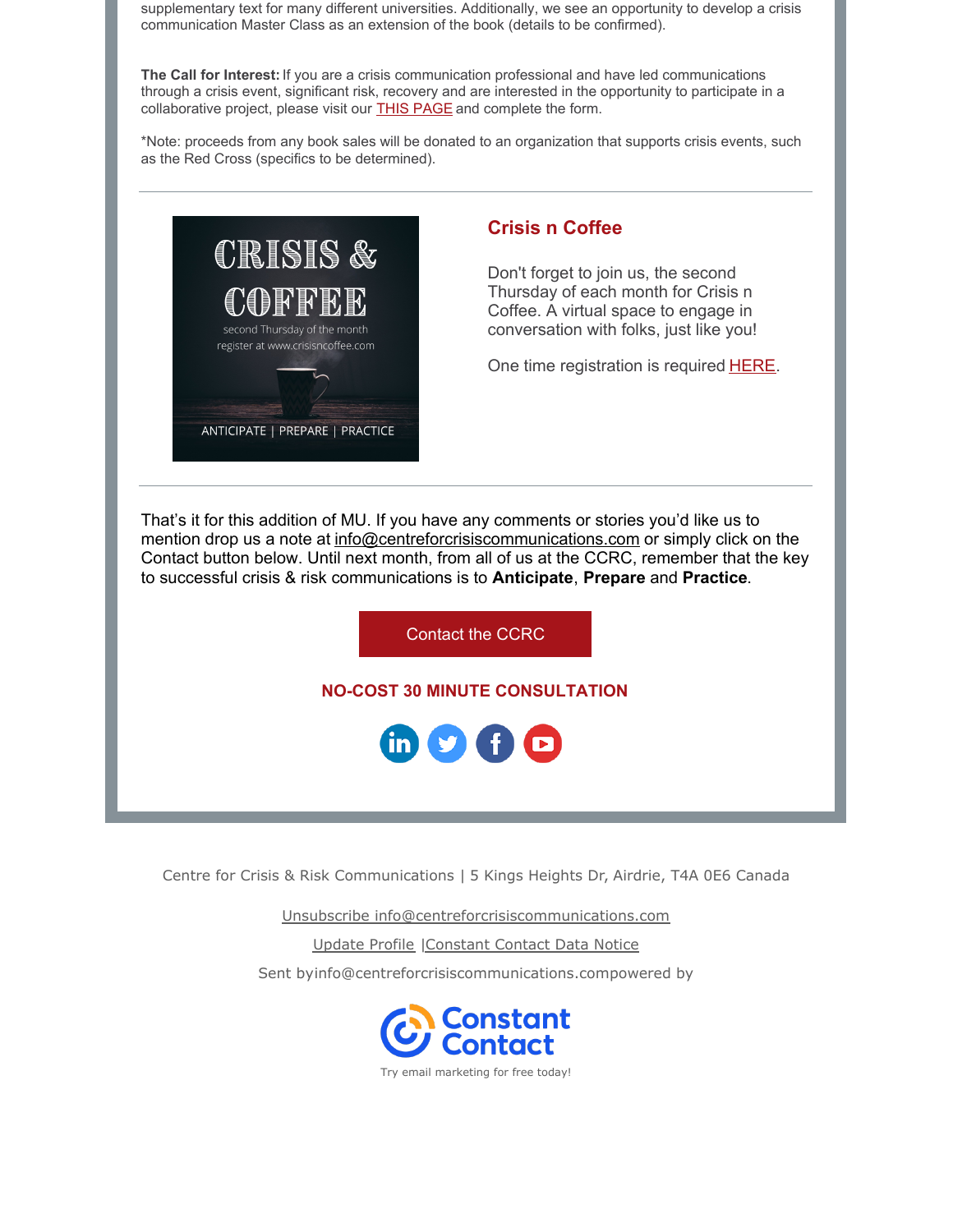supplementary text for many different universities. Additionally, we see an opportunity to develop a crisis communication Master Class as an extension of the book (details to be confirmed).

**The Call for Interest:** If you are a crisis communication professional and have led communications through a crisis event, significant risk, recovery and are interested in the opportunity to participate in a collaborative project, please visit our THIS PAGE and complete the form.

*Note: proceeds from any book sales will be donated to an organization that supports crisis events, such as the Red Cross (specifics to be determined).

---

CRISIS & COFFEE

second Thursday of the month

register at www.crisisncoffee.com

ANTICIPATE | PREPARE | PRACTICE

## Crisis n Coffee

Don't forget to join us, the second Thursday of each month for Crisis n Coffee. A virtual space to engage in conversation with folks, just like you!

One time registration is required HERE.

---

That's it for this addition of MU. If you have any comments or stories you'd like us to mention drop us a note at info@centreforcrisiscommunications.com or simply click on the Contact button below. Until next month, from all of us at the CCRC, remember that the key to successful crisis & risk communications is to **Anticipate**, **Prepare** and **Practice**.

Contact the CCRC

**NO-COST 30 MINUTE CONSULTATION**

Centre for Crisis & Risk Communications | 5 Kings Heights Dr, Airdrie, T4A 0E6 Canada

Unsubscribe info@centreforcrisiscommunications.com

Update Profile |Constant Contact Data Notice

Sent byinfo@centreforcrisiscommunications.compowered by

Constant Contact

Try email marketing for free today!